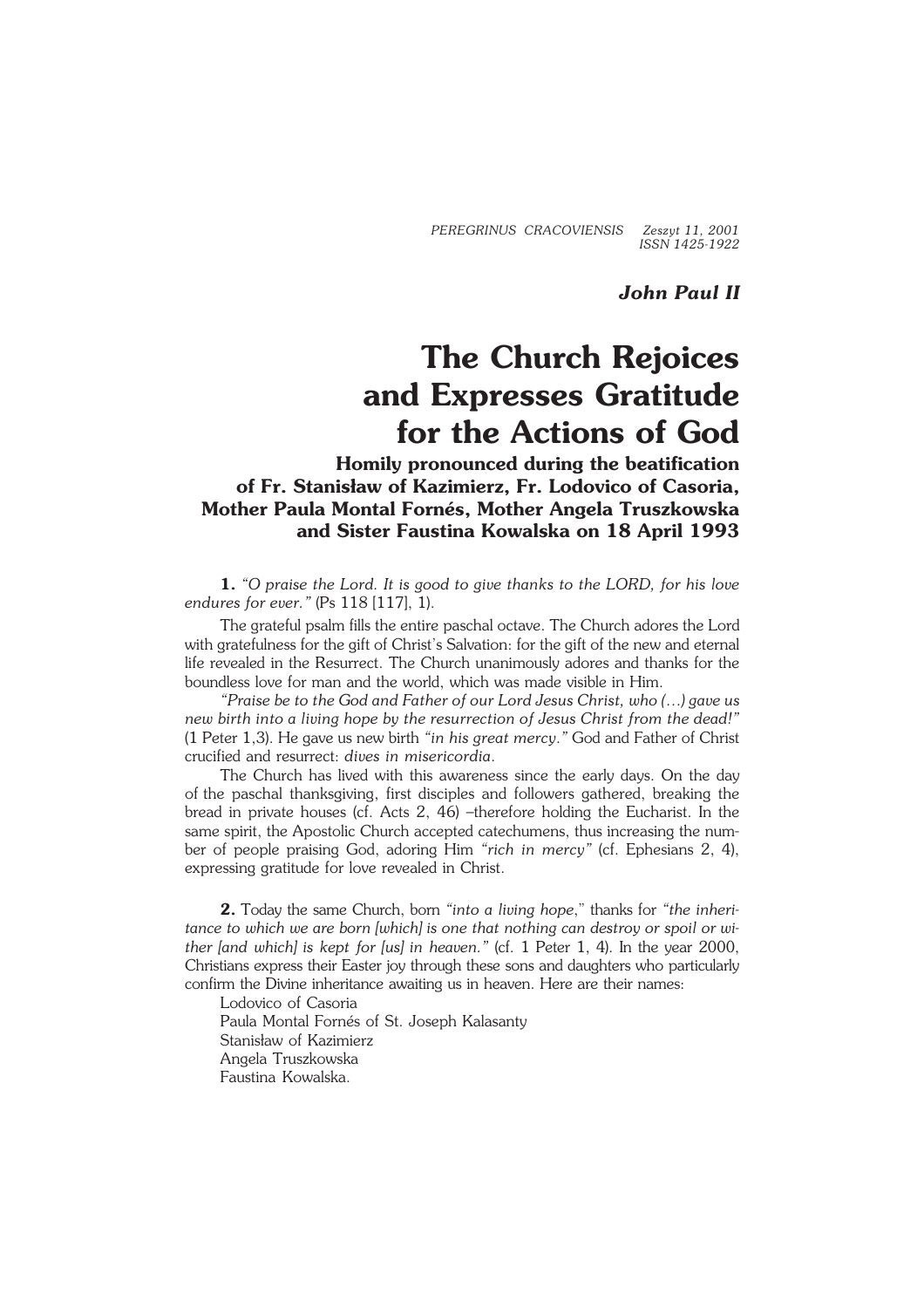*John Paul II*

# The Church Rejoices and Expresses Gratitude for the Actions of God

## Homily pronounced during the beatification of Fr. Stanisław of Kazimierz, Fr. Lodovico of Casoria, Mother Paula Montal Fornés, Mother Angela Truszkowska and Sister Faustina Kowalska on 18 April 1993

**1.** *"O praise the Lord. It is good to give thanks to the LORD, for his love endures for ever."* (Ps 118 [117], 1).

The grateful psalm fills the entire paschal octave. The Church adores the Lord with gratefulness for the gift of Christ's Salvation: for the gift of the new and eternal life revealed in the Resurrect. The Church unanimously adores and thanks for the boundless love for man and the world, which was made visible in Him.

*"Praise be to the God and Father of our Lord Jesus Christ, who (…) gave us new birth into a living hope by the resurrection of Jesus Christ from the dead!"* (1 Peter 1,3). He gave us new birth *"in his great mercy."* God and Father of Christ crucified and resurrect: *dives in misericordia*.

The Church has lived with this awareness since the early days. On the day of the paschal thanksgiving, first disciples and followers gathered, breaking the bread in private houses (cf. Acts 2, 46) –therefore holding the Eucharist. In the same spirit, the Apostolic Church accepted catechumens, thus increasing the number of people praising God, adoring Him *"rich in mercy"* (cf. Ephesians 2, 4), expressing gratitude for love revealed in Christ.

**2.** Today the same Church, born *"into a living hope*," thanks for *"the inheritance to which we are born [which] is one that nothing can destroy or spoil or wither [and which] is kept for [us] in heaven."* (cf. 1 Peter 1, 4). In the year 2000, Christians express their Easter joy through these sons and daughters who particularly confirm the Divine inheritance awaiting us in heaven. Here are their names:

Lodovico of Casoria
Paula Montal Fornés of St. Joseph Kalasanty
Stanisław of Kazimierz
Angela Truszkowska
Faustina Kowalska.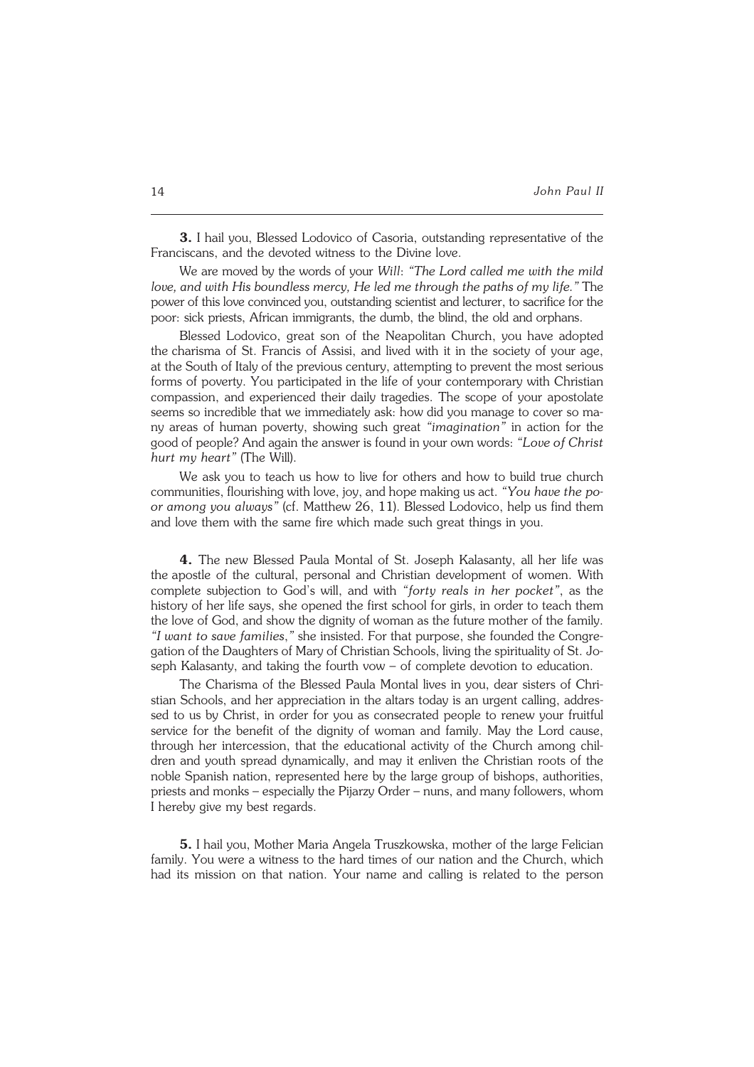**3.** I hail you, Blessed Lodovico of Casoria, outstanding representative of the Franciscans, and the devoted witness to the Divine love.

We are moved by the words of your *Will*: *"The Lord called me with the mild love, and with His boundless mercy, He led me through the paths of my life."* The power of this love convinced you, outstanding scientist and lecturer, to sacrifice for the poor: sick priests, African immigrants, the dumb, the blind, the old and orphans.

Blessed Lodovico, great son of the Neapolitan Church, you have adopted the charisma of St. Francis of Assisi, and lived with it in the society of your age, at the South of Italy of the previous century, attempting to prevent the most serious forms of poverty. You participated in the life of your contemporary with Christian compassion, and experienced their daily tragedies. The scope of your apostolate seems so incredible that we immediately ask: how did you manage to cover so many areas of human poverty, showing such great *"imagination"* in action for the good of people? And again the answer is found in your own words: *"Love of Christ hurt my heart"* (The Will).

We ask you to teach us how to live for others and how to build true church communities, flourishing with love, joy, and hope making us act. *"You have the poor among you always"* (cf. Matthew 26, 11). Blessed Lodovico, help us find them and love them with the same fire which made such great things in you.

**4.** The new Blessed Paula Montal of St. Joseph Kalasanty, all her life was the apostle of the cultural, personal and Christian development of women. With complete subjection to God's will, and with *"forty reals in her pocket"*, as the history of her life says, she opened the first school for girls, in order to teach them the love of God, and show the dignity of woman as the future mother of the family. *"I want to save families,"* she insisted. For that purpose, she founded the Congregation of the Daughters of Mary of Christian Schools, living the spirituality of St. Joseph Kalasanty, and taking the fourth vow – of complete devotion to education.

The Charisma of the Blessed Paula Montal lives in you, dear sisters of Christian Schools, and her appreciation in the altars today is an urgent calling, addressed to us by Christ, in order for you as consecrated people to renew your fruitful service for the benefit of the dignity of woman and family. May the Lord cause, through her intercession, that the educational activity of the Church among children and youth spread dynamically, and may it enliven the Christian roots of the noble Spanish nation, represented here by the large group of bishops, authorities, priests and monks – especially the Pijarzy Order – nuns, and many followers, whom I hereby give my best regards.

**5.** I hail you, Mother Maria Angela Truszkowska, mother of the large Felician family. You were a witness to the hard times of our nation and the Church, which had its mission on that nation. Your name and calling is related to the person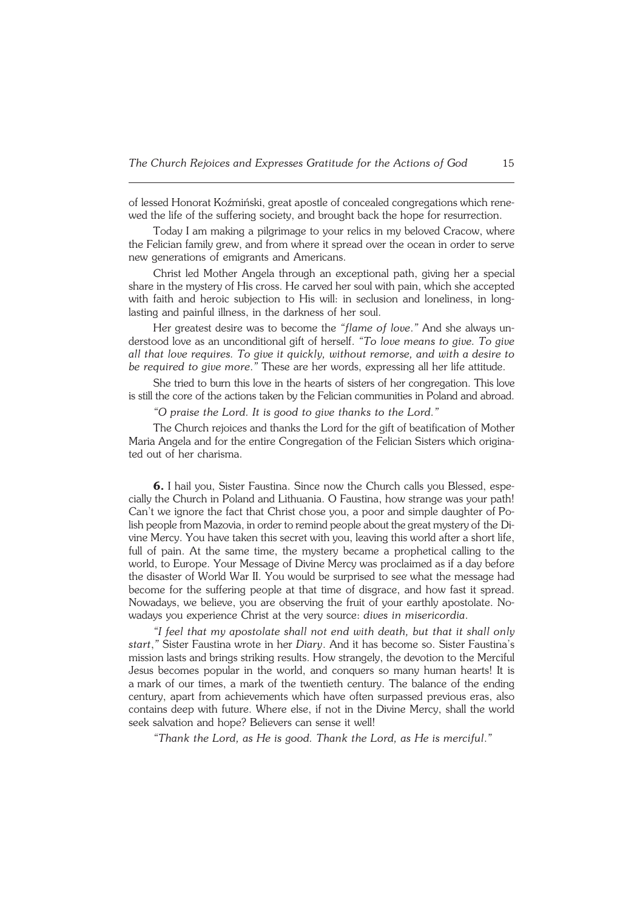of lessed Honorat Koźmiński, great apostle of concealed congregations which renewed the life of the suffering society, and brought back the hope for resurrection.

Today I am making a pilgrimage to your relics in my beloved Cracow, where the Felician family grew, and from where it spread over the ocean in order to serve new generations of emigrants and Americans.

Christ led Mother Angela through an exceptional path, giving her a special share in the mystery of His cross. He carved her soul with pain, which she accepted with faith and heroic subjection to His will: in seclusion and loneliness, in long-lasting and painful illness, in the darkness of her soul.

Her greatest desire was to become the *"flame of love."* And she always understood love as an unconditional gift of herself. *"To love means to give. To give all that love requires. To give it quickly, without remorse, and with a desire to be required to give more."* These are her words, expressing all her life attitude.

She tried to burn this love in the hearts of sisters of her congregation. This love is still the core of the actions taken by the Felician communities in Poland and abroad.

*"O praise the Lord. It is good to give thanks to the Lord."*

The Church rejoices and thanks the Lord for the gift of beatification of Mother Maria Angela and for the entire Congregation of the Felician Sisters which originated out of her charisma.

**6.** I hail you, Sister Faustina. Since now the Church calls you Blessed, especially the Church in Poland and Lithuania. O Faustina, how strange was your path! Can't we ignore the fact that Christ chose you, a poor and simple daughter of Polish people from Mazovia, in order to remind people about the great mystery of the Divine Mercy. You have taken this secret with you, leaving this world after a short life, full of pain. At the same time, the mystery became a prophetical calling to the world, to Europe. Your Message of Divine Mercy was proclaimed as if a day before the disaster of World War II. You would be surprised to see what the message had become for the suffering people at that time of disgrace, and how fast it spread. Nowadays, we believe, you are observing the fruit of your earthly apostolate. Nowadays you experience Christ at the very source: *dives in misericordia*.

*"I feel that my apostolate shall not end with death, but that it shall only start,"* Sister Faustina wrote in her *Diary*. And it has become so. Sister Faustina's mission lasts and brings striking results. How strangely, the devotion to the Merciful Jesus becomes popular in the world, and conquers so many human hearts! It is a mark of our times, a mark of the twentieth century. The balance of the ending century, apart from achievements which have often surpassed previous eras, also contains deep with future. Where else, if not in the Divine Mercy, shall the world seek salvation and hope? Believers can sense it well!

*"Thank the Lord, as He is good. Thank the Lord, as He is merciful."*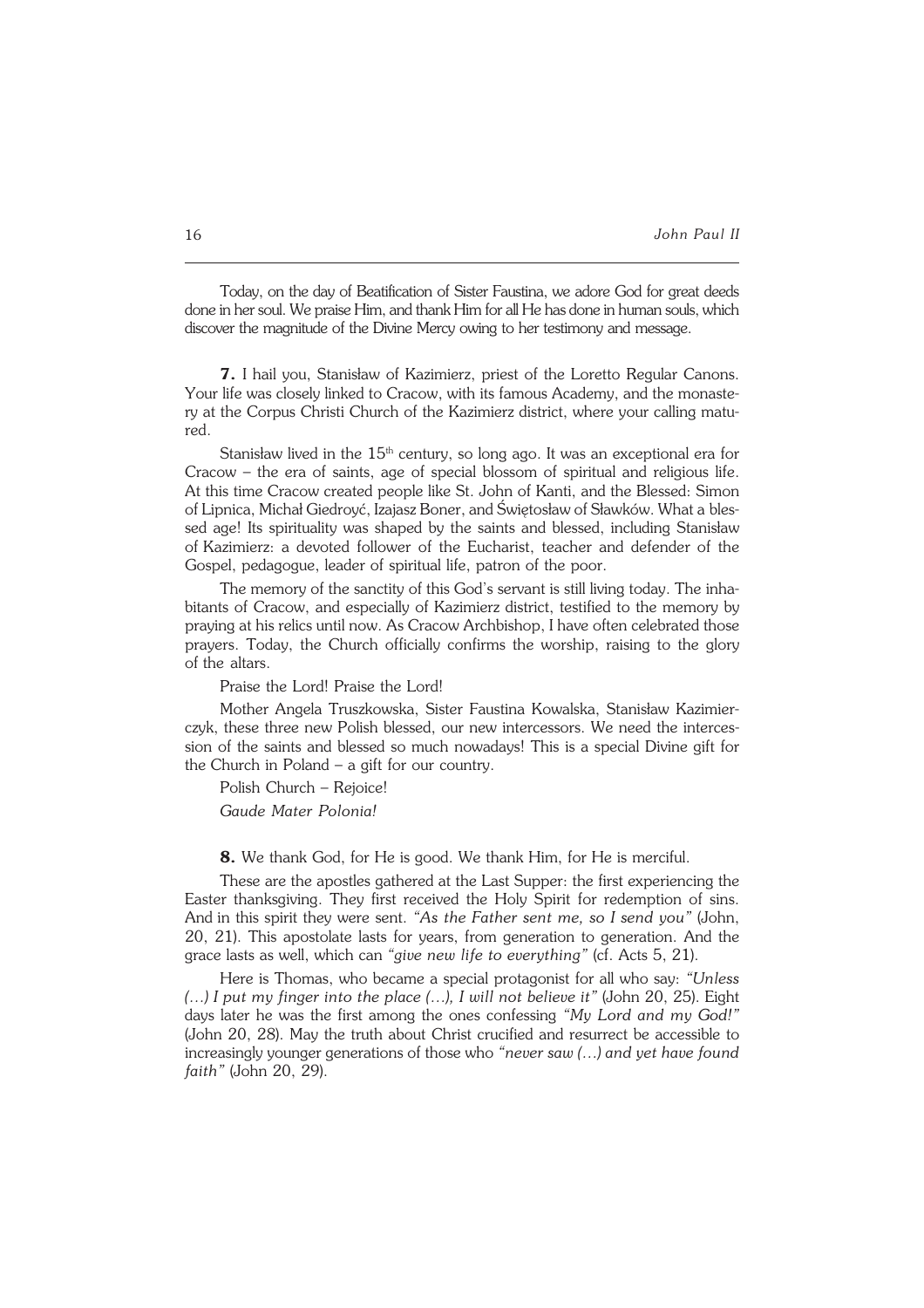Today, on the day of Beatification of Sister Faustina, we adore God for great deeds done in her soul. We praise Him, and thank Him for all He has done in human souls, which discover the magnitude of the Divine Mercy owing to her testimony and message.

**7.** I hail you, Stanisław of Kazimierz, priest of the Loretto Regular Canons. Your life was closely linked to Cracow, with its famous Academy, and the monastery at the Corpus Christi Church of the Kazimierz district, where your calling matured.

Stanisław lived in the 15th century, so long ago. It was an exceptional era for Cracow – the era of saints, age of special blossom of spiritual and religious life. At this time Cracow created people like St. John of Kanti, and the Blessed: Simon of Lipnica, Michał Giedroyć, Izajasz Boner, and Świętosław of Sławków. What a blessed age! Its spirituality was shaped by the saints and blessed, including Stanisław of Kazimierz: a devoted follower of the Eucharist, teacher and defender of the Gospel, pedagogue, leader of spiritual life, patron of the poor.

The memory of the sanctity of this God's servant is still living today. The inhabitants of Cracow, and especially of Kazimierz district, testified to the memory by praying at his relics until now. As Cracow Archbishop, I have often celebrated those prayers. Today, the Church officially confirms the worship, raising to the glory of the altars.

Praise the Lord! Praise the Lord!

Mother Angela Truszkowska, Sister Faustina Kowalska, Stanisław Kazimierczyk, these three new Polish blessed, our new intercessors. We need the intercession of the saints and blessed so much nowadays! This is a special Divine gift for the Church in Poland – a gift for our country.

Polish Church – Rejoice!

*Gaude Mater Polonia!*

**8.** We thank God, for He is good. We thank Him, for He is merciful.

These are the apostles gathered at the Last Supper: the first experiencing the Easter thanksgiving. They first received the Holy Spirit for redemption of sins. And in this spirit they were sent. *"As the Father sent me, so I send you"* (John, 20, 21). This apostolate lasts for years, from generation to generation. And the grace lasts as well, which can *"give new life to everything"* (cf. Acts 5, 21).

Here is Thomas, who became a special protagonist for all who say: *"Unless (...) I put my finger into the place (...), I will not believe it"* (John 20, 25). Eight days later he was the first among the ones confessing *"My Lord and my God!"* (John 20, 28). May the truth about Christ crucified and resurrect be accessible to increasingly younger generations of those who *"never saw (...) and yet have found faith"* (John 20, 29).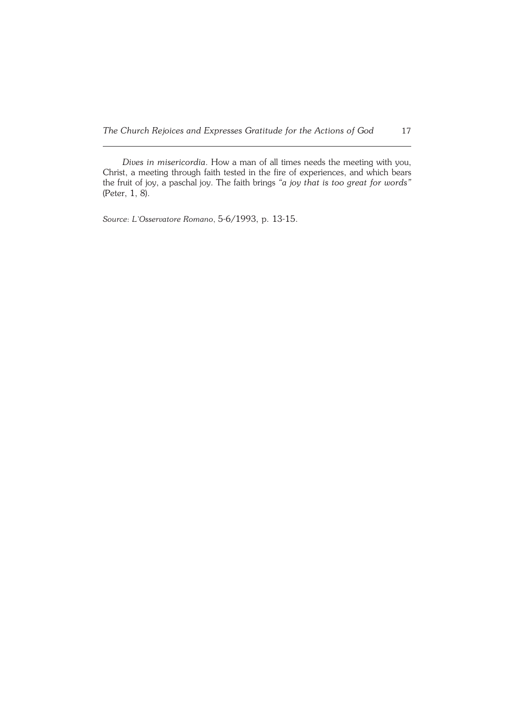*Dives in misericordia*. How a man of all times needs the meeting with you, Christ, a meeting through faith tested in the fire of experiences, and which bears the fruit of joy, a paschal joy. The faith brings *"a joy that is too great for words"* (Peter, 1, 8).

*Source*: *L`Osservatore Romano*, 5-6/1993, p. 13-15.